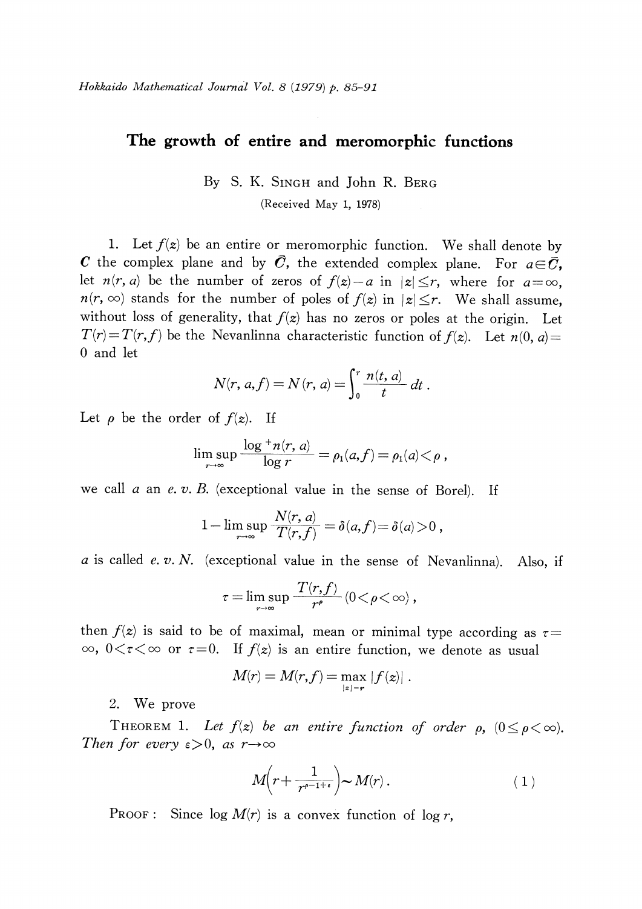# The growth of entire and meromorphic functions

By S. K. SINGH and John R. BERG

(Received May 1, 1978)

1. Let $f(z)$ be an entire or meromorphic function. We shall denote by $\boldsymbol{C}$ the complex plane and by $\bar{\boldsymbol{C}}$, the extended complex plane. For $a \in \bar{\boldsymbol{C}}$, let $n(r, a)$ be the number of zeros of $f(z)-a$ in $|z| \leq r$, where for $a=\infty$, $n(r, \infty)$ stands for the number of poles of $f(z)$ in $|z| \leq r$. We shall assume, without loss of generality, that $f(z)$ has no zeros or poles at the origin. Let $T(r)=T(r, f)$ be the Nevanlinna characteristic function of $f(z)$. Let $n(0, a)=0$ and let

$$N(r, a, f)=N(r, a)=\int_{0}^{r} \frac{n(t, a)}{t} \, dt .$$

Let $\rho$ be the order of $f(z)$. If

$$\limsup_{r \to \infty} \frac{\log^{+} n(r, a)}{\log r}=\rho_{1}(a, f)=\rho_{1}(a)<\rho ,$$

we call $a$ an *e. v. B.* (exceptional value in the sense of Borel). If

$$1-\limsup_{r \to \infty} \frac{N(r, a)}{T(r, f)}=\delta(a, f)=\delta(a)>0 ,$$

$a$ is called *e. v. N.* (exceptional value in the sense of Nevanlinna). Also, if

$$\tau=\limsup_{r \to \infty} \frac{T(r, f)}{r^{\rho}} \quad (0<\rho<\infty) ,$$

then $f(z)$ is said to be of maximal, mean or minimal type according as $\tau=\infty$, $0<\tau<\infty$ or $\tau=0$. If $f(z)$ is an entire function, we denote as usual

$$M(r)=M(r, f)=\max_{|z|=r}|f(z)| .$$

2. We prove

THEOREM 1. *Let $f(z)$ be an entire function of order $\rho$, $(0 \leq \rho<\infty)$. Then for every $\varepsilon>0$, as $r \to \infty$*

$$M\left(r+\frac{1}{r^{\rho-1+\varepsilon}}\right) \sim M(r) . \tag{1}$$

PROOF: Since $\log M(r)$ is a convex function of $\log r$,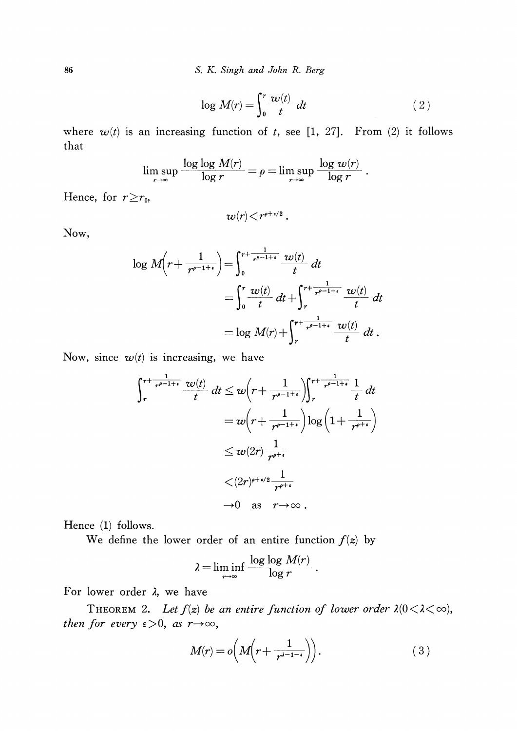$$\log M(r) = \int_0^r \frac{w(t)}{t}\, dt \tag{2}$$

where $w(t)$ is an increasing function of $t$, see [1, 27]. From (2) it follows that

$$\limsup_{r\to\infty} \frac{\log\log M(r)}{\log r} = \rho = \limsup_{r\to\infty} \frac{\log w(r)}{\log r}\,.$$

Hence, for $r \geq r_0$,

$$w(r) < r^{\rho+\varepsilon/2}\,.$$

Now,

$$\begin{aligned}
\log M\left(r + \frac{1}{r^{\rho-1+\varepsilon}}\right) &= \int_0^{r+\frac{1}{r^{\rho-1+\varepsilon}}} \frac{w(t)}{t}\, dt \\
&= \int_0^r \frac{w(t)}{t}\, dt + \int_r^{r+\frac{1}{r^{\rho-1+\varepsilon}}} \frac{w(t)}{t}\, dt \\
&= \log M(r) + \int_r^{r+\frac{1}{r^{\rho-1+\varepsilon}}} \frac{w(t)}{t}\, dt\,.
\end{aligned}$$

Now, since $w(t)$ is increasing, we have

$$\begin{aligned}
\int_r^{r+\frac{1}{r^{\rho-1+\varepsilon}}} \frac{w(t)}{t}\, dt &\leq w\left(r + \frac{1}{r^{\rho-1+\varepsilon}}\right) \int_r^{r+\frac{1}{r^{\rho-1+\varepsilon}}} \frac{1}{t}\, dt \\
&= w\left(r + \frac{1}{r^{\rho-1+\varepsilon}}\right) \log\left(1 + \frac{1}{r^{\rho+\varepsilon}}\right) \\
&\leq w(2r) \frac{1}{r^{\rho+\varepsilon}} \\
&< (2r)^{\rho+\varepsilon/2} \frac{1}{r^{\rho+\varepsilon}} \\
&\to 0 \quad \text{as} \quad r \to \infty\,.
\end{aligned}$$

Hence (1) follows.

We define the lower order of an entire function $f(z)$ by

$$\lambda = \liminf_{r\to\infty} \frac{\log\log M(r)}{\log r}\,.$$

For lower order $\lambda$, we have

THEOREM 2. *Let $f(z)$ be an entire function of lower order $\lambda (0 < \lambda < \infty)$, then for every $\varepsilon > 0$, as $r \to \infty$,*

$$M(r) = o\left(M\left(r + \frac{1}{r^{\lambda-1-\varepsilon}}\right)\right). \tag{3}$$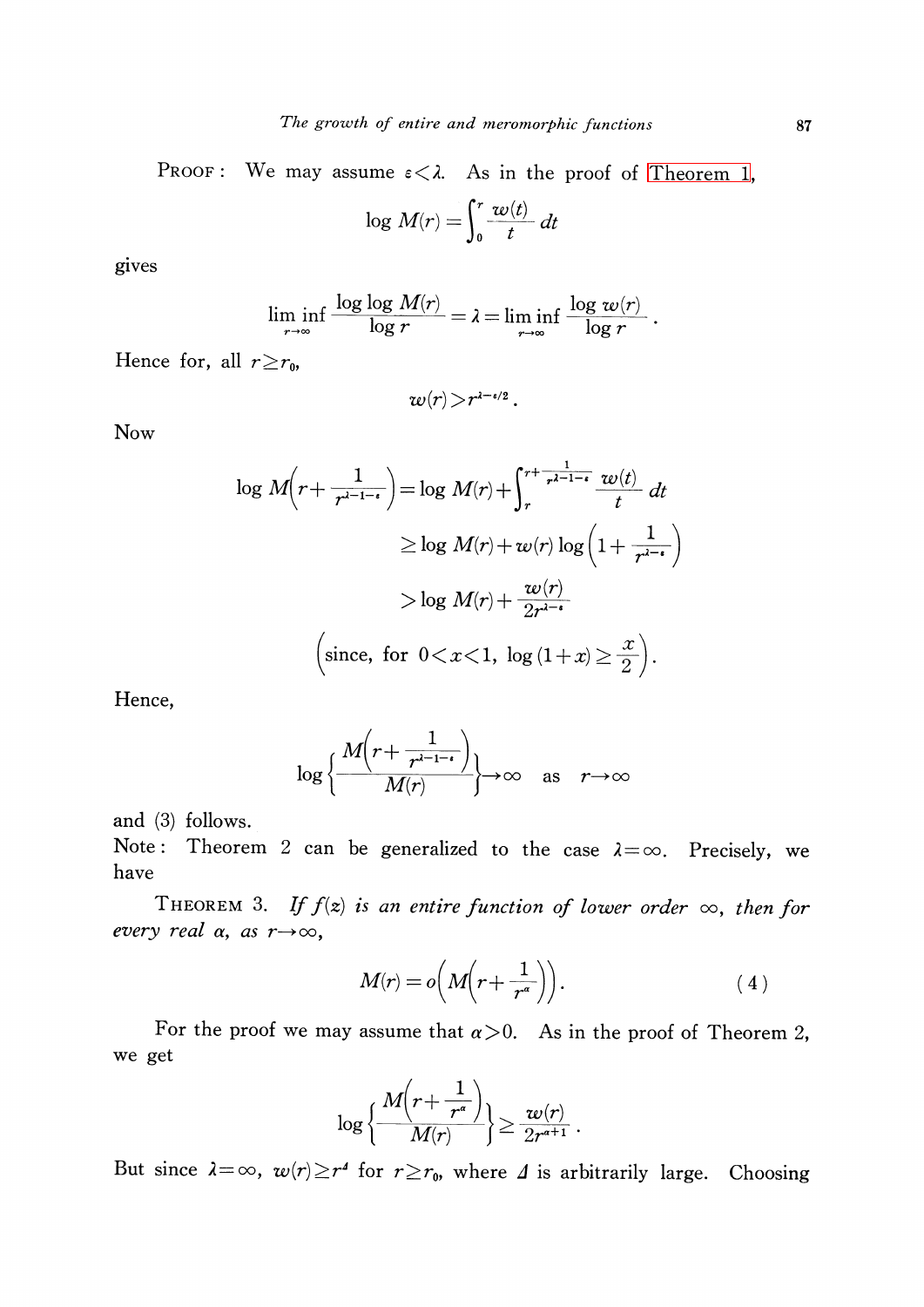PROOF: We may assume $\varepsilon<\lambda$. As in the proof of Theorem 1,

$$\log M(r)=\int_0^r \frac{w(t)}{t}\,dt$$

gives

$$\liminf_{r\to\infty}\frac{\log\log M(r)}{\log r}=\lambda=\liminf_{r\to\infty}\frac{\log w(r)}{\log r}.$$

Hence for, all $r\geq r_0$,

$$w(r)>r^{\lambda-\varepsilon/2}.$$

Now

$$\begin{aligned}\log M\left(r+\frac{1}{r^{\lambda-1-\varepsilon}}\right)&=\log M(r)+\int_r^{r+\frac{1}{r^{\lambda-1-\varepsilon}}}\frac{w(t)}{t}\,dt\\ &\geq \log M(r)+w(r)\log\left(1+\frac{1}{r^{\lambda-\varepsilon}}\right)\\ &>\log M(r)+\frac{w(r)}{2r^{\lambda-\varepsilon}}\end{aligned}$$

$$\left(\text{since, for } 0<x<1,\ \log(1+x)\geq\frac{x}{2}\right).$$

Hence,

$$\log\left\{\frac{M\left(r+\frac{1}{r^{\lambda-1-\varepsilon}}\right)}{M(r)}\right\}\to\infty \quad \text{as} \quad r\to\infty$$

and (3) follows.

Note: Theorem 2 can be generalized to the case $\lambda=\infty$. Precisely, we have

THEOREM 3. *If $f(z)$ is an entire function of lower order $\infty$, then for every real $\alpha$, as $r\to\infty$,*

$$M(r)=o\left(M\left(r+\frac{1}{r^{\alpha}}\right)\right). \tag{4}$$

For the proof we may assume that $\alpha>0$. As in the proof of Theorem 2, we get

$$\log\left\{\frac{M\left(r+\frac{1}{r^{\alpha}}\right)}{M(r)}\right\}\geq\frac{w(r)}{2r^{\alpha+1}}.$$

But since $\lambda=\infty$, $w(r)\geq r^{\Delta}$ for $r\geq r_0$, where $\Delta$ is arbitrarily large. Choosing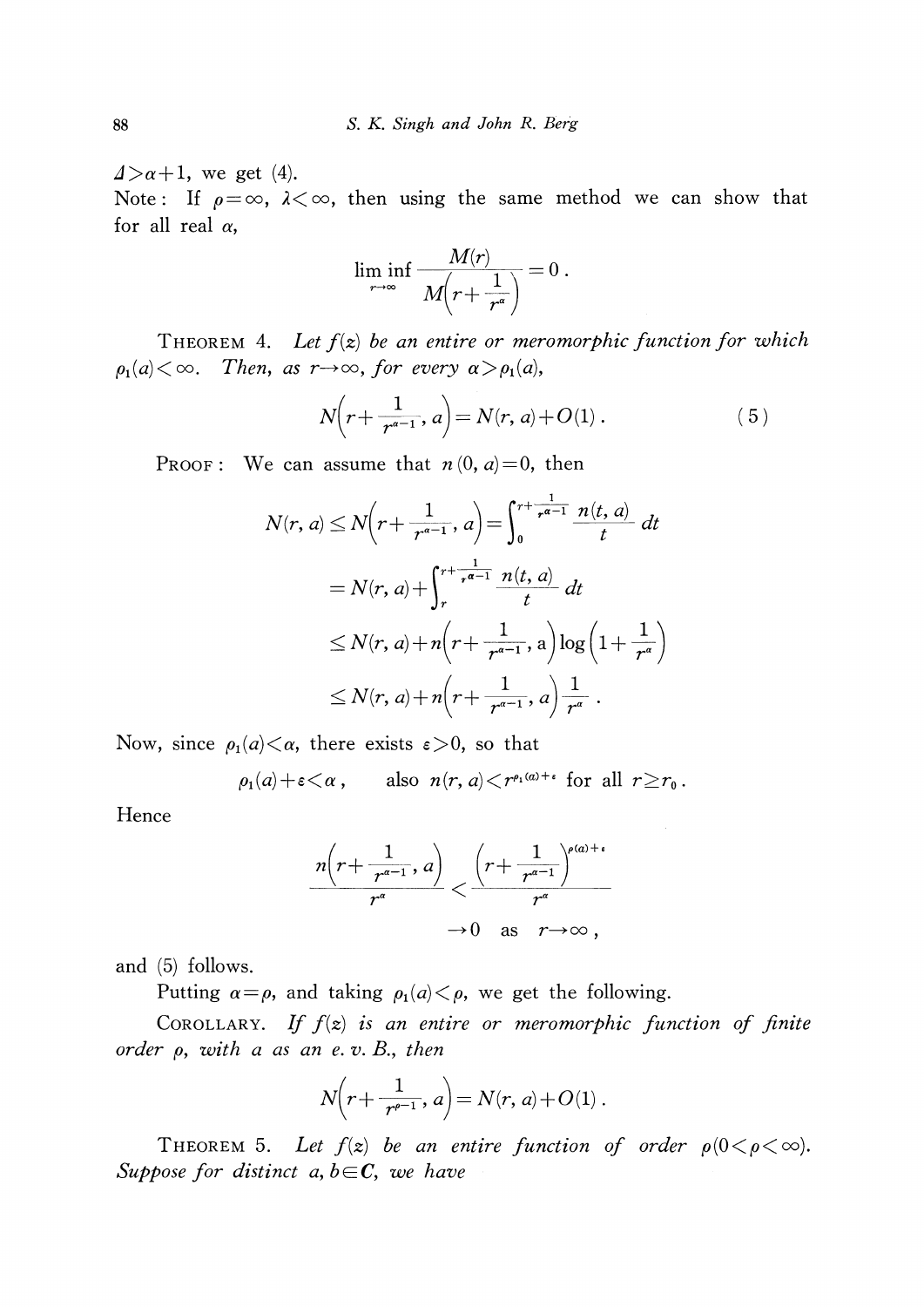$\Delta > \alpha + 1$, we get (4).

Note: If $\rho = \infty$, $\lambda < \infty$, then using the same method we can show that for all real $\alpha$,

$$\liminf_{r \to \infty} \frac{M(r)}{M\left(r + \frac{1}{r^{\alpha}}\right)} = 0 .$$

THEOREM 4. *Let $f(z)$ be an entire or meromorphic function for which $\rho_1(a) < \infty$. Then, as $r \to \infty$, for every $\alpha > \rho_1(a)$,*

$$N\left(r + \frac{1}{r^{\alpha-1}}, a\right) = N(r, a) + O(1) . \tag{5}$$

PROOF: We can assume that $n(0, a) = 0$, then

$$\begin{aligned}
N(r, a) \leq N\left(r + \frac{1}{r^{\alpha-1}}, a\right) &= \int_0^{r+\frac{1}{r^{\alpha-1}}} \frac{n(t, a)}{t} \, dt \\
&= N(r, a) + \int_r^{r+\frac{1}{r^{\alpha-1}}} \frac{n(t, a)}{t} \, dt \\
&\leq N(r, a) + n\left(r + \frac{1}{r^{\alpha-1}}, a\right) \log\left(1 + \frac{1}{r^{\alpha}}\right) \\
&\leq N(r, a) + n\left(r + \frac{1}{r^{\alpha-1}}, a\right) \frac{1}{r^{\alpha}} .
\end{aligned}$$

Now, since $\rho_1(a) < \alpha$, there exists $\varepsilon > 0$, so that

$$\rho_1(a) + \varepsilon < \alpha , \qquad \text{also } n(r, a) < r^{\rho_1(a)+\varepsilon} \text{ for all } r \geq r_0 .$$

Hence

$$\begin{aligned}
\frac{n\left(r + \frac{1}{r^{\alpha-1}}, a\right)}{r^{\alpha}} &< \frac{\left(r + \frac{1}{r^{\alpha-1}}\right)^{\rho(a)+\varepsilon}}{r^{\alpha}} \\
&\to 0 \quad \text{as} \quad r \to \infty ,
\end{aligned}$$

and (5) follows.

Putting $\alpha = \rho$, and taking $\rho_1(a) < \rho$, we get the following.

COROLLARY. *If $f(z)$ is an entire or meromorphic function of finite order $\rho$, with $a$ as an e. v. B., then*

$$N\left(r + \frac{1}{r^{\rho-1}}, a\right) = N(r, a) + O(1) .$$

THEOREM 5. *Let $f(z)$ be an entire function of order $\rho (0 < \rho < \infty)$. Suppose for distinct $a, b \in \boldsymbol{C}$, we have*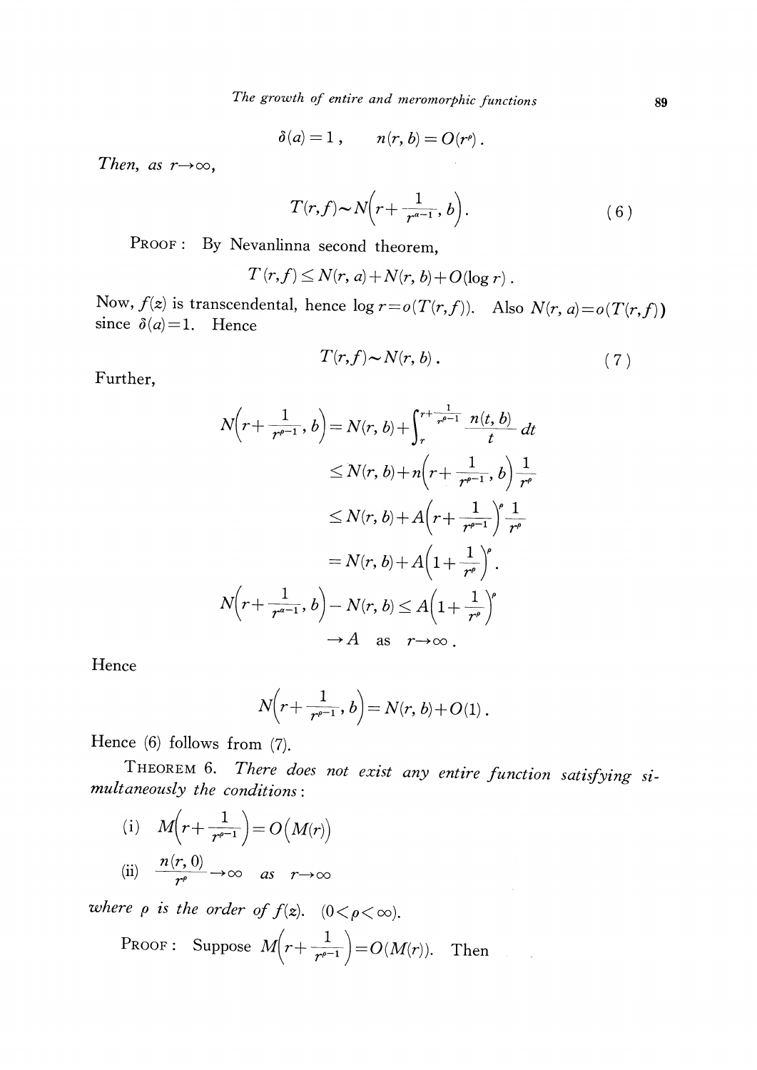$$\delta(a)=1\,, \qquad n(r, b)=O(r^{\rho})\,.$$

*Then, as* $r\to\infty$,

$$T(r,f)\sim N\Big(r+\frac{1}{r^{\alpha-1}}, b\Big). \tag{6}$$

PROOF: By Nevanlinna second theorem,

$$T(r,f)\le N(r, a)+N(r, b)+O(\log r)\,.$$

Now, $f(z)$ is transcendental, hence $\log r=o(T(r,f))$. Also $N(r, a)=o(T(r,f))$ since $\delta(a)=1$. Hence

$$T(r,f)\sim N(r, b)\,. \tag{7}$$

Further,

$$\begin{aligned}
N\Big(r+\frac{1}{r^{\rho-1}}, b\Big) &= N(r, b)+\int_{r}^{r+\frac{1}{r^{\rho-1}}}\frac{n(t, b)}{t}\,dt \\
&\le N(r, b)+n\Big(r+\frac{1}{r^{\rho-1}}, b\Big)\frac{1}{r^{\rho}} \\
&\le N(r, b)+A\Big(r+\frac{1}{r^{\rho-1}}\Big)^{\rho}\frac{1}{r^{\rho}} \\
&= N(r, b)+A\Big(1+\frac{1}{r^{\rho}}\Big)^{\rho}.
\end{aligned}$$

$$\begin{aligned}
N\Big(r+\frac{1}{r^{\alpha-1}}, b\Big)-N(r, b) &\le A\Big(1+\frac{1}{r^{\rho}}\Big)^{\rho} \\
&\to A \quad \text{as} \quad r\to\infty\,.
\end{aligned}$$

Hence

$$N\Big(r+\frac{1}{r^{\rho-1}}, b\Big)=N(r, b)+O(1)\,.$$

Hence (6) follows from (7).

THEOREM 6. *There does not exist any entire function satisfying simultaneously the conditions*:

(i) $M\Big(r+\dfrac{1}{r^{\rho-1}}\Big)=O\big(M(r)\big)$

(ii) $\dfrac{n(r, 0)}{r^{\rho}}\to\infty$ *as* $r\to\infty$

*where* $\rho$ *is the order of* $f(z)$. $(0<\rho<\infty)$.

PROOF: Suppose $M\Big(r+\dfrac{1}{r^{\rho-1}}\Big)=O(M(r))$. Then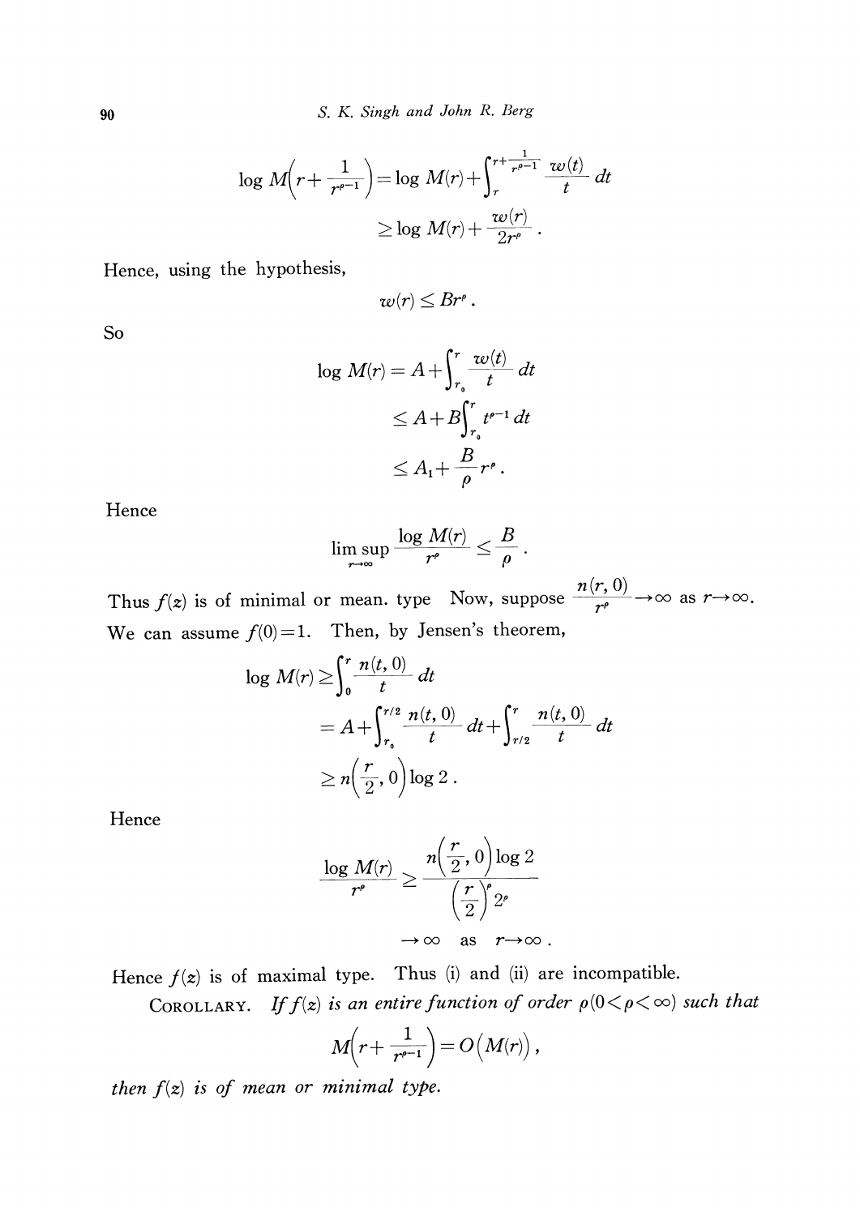$$\log M\left(r+\frac{1}{r^{\rho-1}}\right)=\log M(r)+\int_r^{r+\frac{1}{r^{\rho-1}}}\frac{w(t)}{t}\,dt$$

$$\geq \log M(r)+\frac{w(r)}{2r^\rho}\,.$$

Hence, using the hypothesis,

$$w(r)\leq Br^\rho\,.$$

So

$$\log M(r)=A+\int_{r_0}^r\frac{w(t)}{t}\,dt$$

$$\leq A+B\int_{r_0}^r t^{\rho-1}\,dt$$

$$\leq A_1+\frac{B}{\rho}r^\rho\,.$$

Hence

$$\limsup_{r\to\infty}\frac{\log M(r)}{r^\rho}\leq\frac{B}{\rho}\,.$$

Thus $f(z)$ is of minimal or mean. type Now, suppose $\frac{n(r,0)}{r^\rho}\to\infty$ as $r\to\infty$. We can assume $f(0)=1$. Then, by Jensen's theorem,

$$\log M(r)\geq\int_0^r\frac{n(t,0)}{t}\,dt$$

$$=A+\int_{r_0}^{r/2}\frac{n(t,0)}{t}\,dt+\int_{r/2}^r\frac{n(t,0)}{t}\,dt$$

$$\geq n\left(\frac{r}{2},0\right)\log 2\,.$$

Hence

$$\frac{\log M(r)}{r^\rho}\geq\frac{n\left(\frac{r}{2},0\right)\log 2}{\left(\frac{r}{2}\right)^\rho 2^\rho}$$

$$\to\infty\quad\text{as}\quad r\to\infty\,.$$

Hence $f(z)$ is of maximal type. Thus (i) and (ii) are incompatible.

COROLLARY. *If $f(z)$ is an entire function of order $\rho(0<\rho<\infty)$ such that*

$$M\left(r+\frac{1}{r^{\rho-1}}\right)=O\left(M(r)\right),$$

*then $f(z)$ is of mean or minimal type.*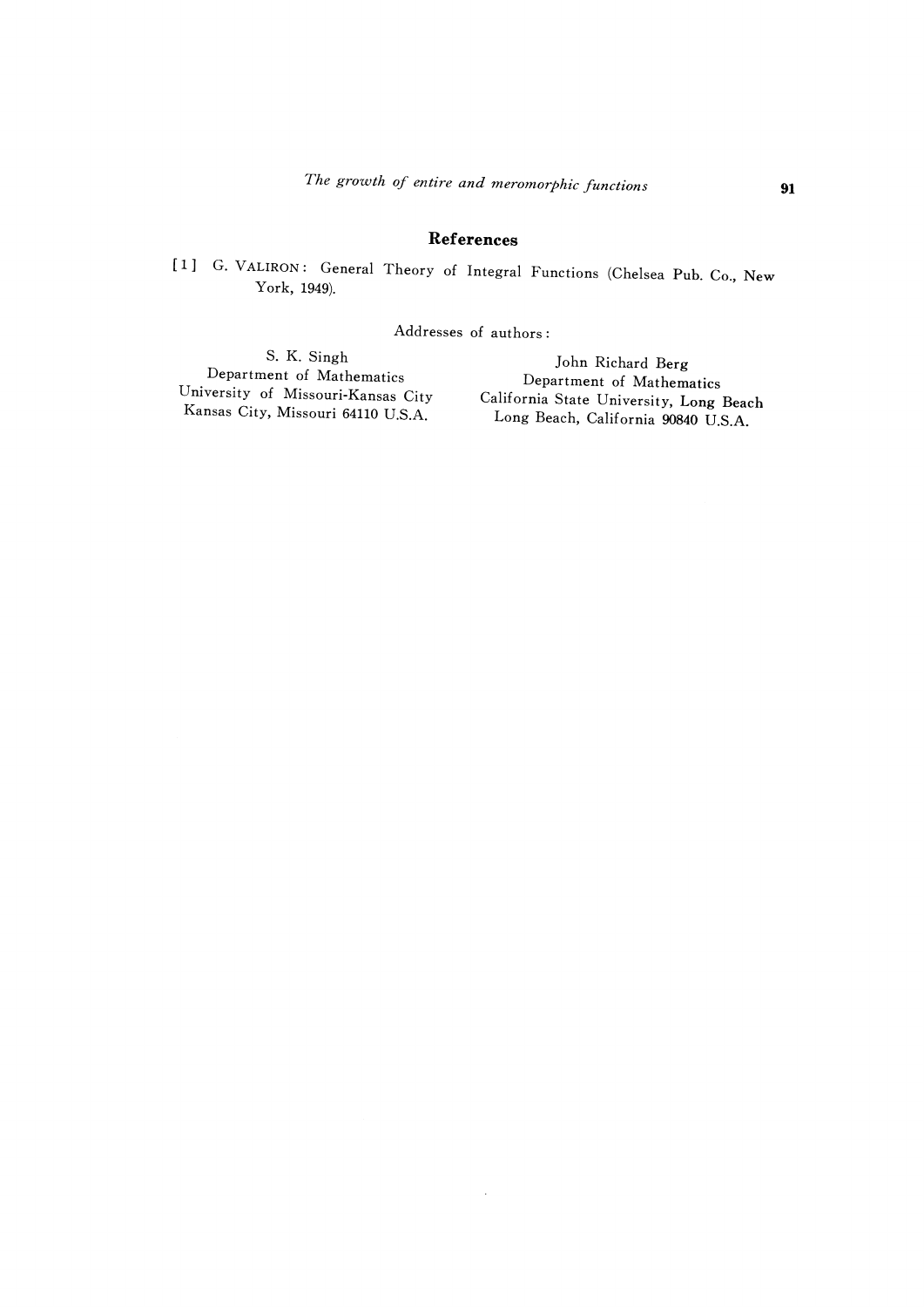## References

[1] G. VALIRON: General Theory of Integral Functions (Chelsea Pub. Co., New York, 1949).

Addresses of authors:

S. K. Singh
Department of Mathematics
University of Missouri-Kansas City
Kansas City, Missouri 64110 U.S.A.

John Richard Berg
Department of Mathematics
California State University, Long Beach
Long Beach, California 90840 U.S.A.